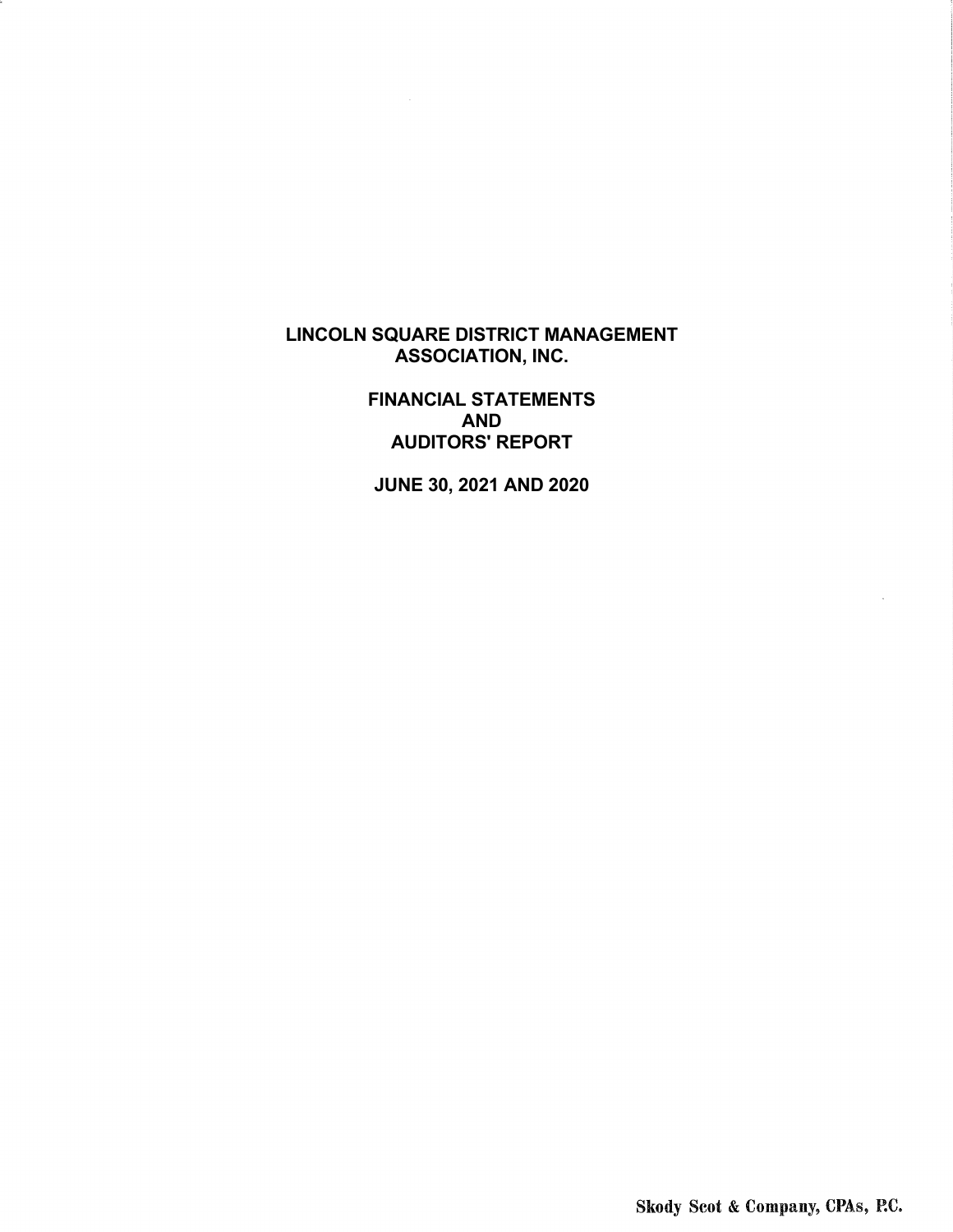# LINCOLN SQUARE DISTRICT MANAGEMENT ASSOCIATION, INC.

## FINANCIAL STATEMENTS
## AND
## AUDITORS' REPORT

## JUNE 30, 2021 AND 2020

Skody Scot & Company, CPAs, P.C.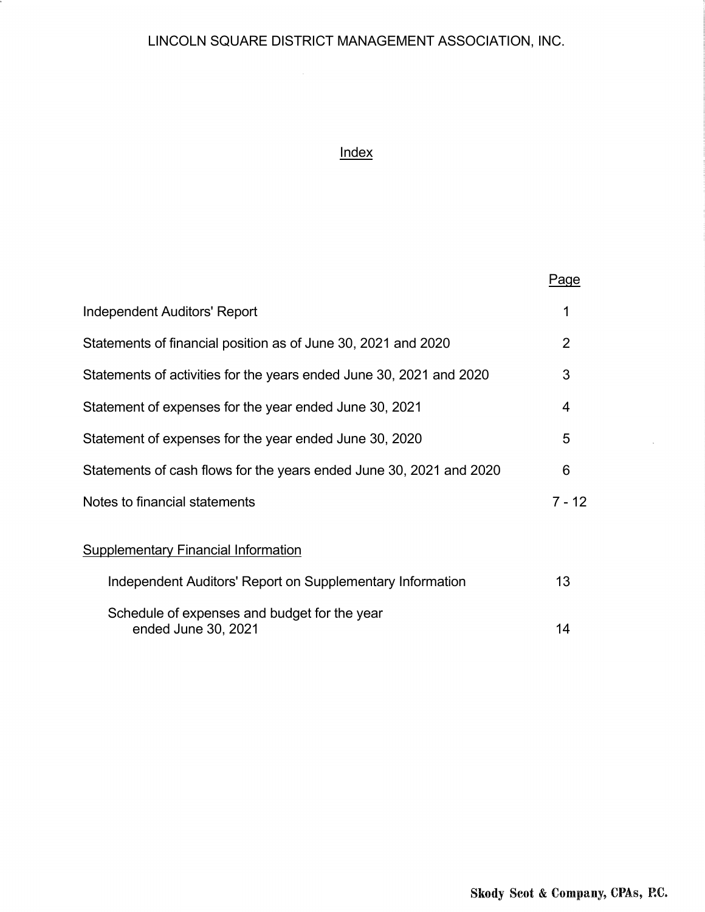LINCOLN SQUARE DISTRICT MANAGEMENT ASSOCIATION, INC.

## Index

| | Page |
|---|---|
| Independent Auditors' Report | 1 |
| Statements of financial position as of June 30, 2021 and 2020 | 2 |
| Statements of activities for the years ended June 30, 2021 and 2020 | 3 |
| Statement of expenses for the year ended June 30, 2021 | 4 |
| Statement of expenses for the year ended June 30, 2020 | 5 |
| Statements of cash flows for the years ended June 30, 2021 and 2020 | 6 |
| Notes to financial statements | 7 - 12 |
| Supplementary Financial Information | |
| Independent Auditors' Report on Supplementary Information | 13 |
| Schedule of expenses and budget for the year ended June 30, 2021 | 14 |

Skody Scot & Company, CPAs, P.C.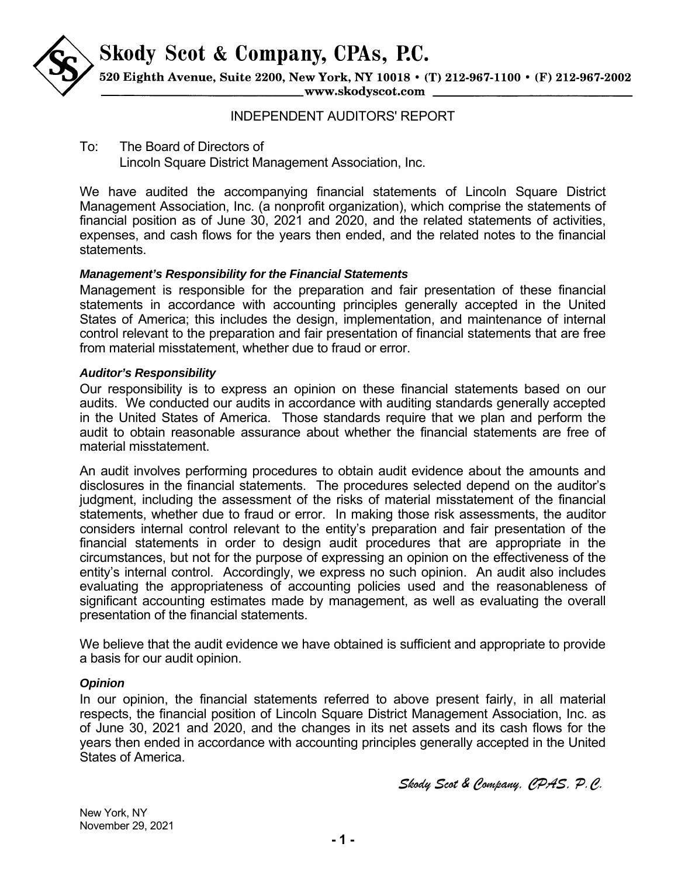**Skody Scot & Company, CPAs, P.C.**

520 Eighth Avenue, Suite 2200, New York, NY 10018 • (T) 212-967-1100 • (F) 212-967-2002

www.skodyscot.com

# INDEPENDENT AUDITORS' REPORT

To: The Board of Directors of
Lincoln Square District Management Association, Inc.

We have audited the accompanying financial statements of Lincoln Square District Management Association, Inc. (a nonprofit organization), which comprise the statements of financial position as of June 30, 2021 and 2020, and the related statements of activities, expenses, and cash flows for the years then ended, and the related notes to the financial statements.

***Management's Responsibility for the Financial Statements***

Management is responsible for the preparation and fair presentation of these financial statements in accordance with accounting principles generally accepted in the United States of America; this includes the design, implementation, and maintenance of internal control relevant to the preparation and fair presentation of financial statements that are free from material misstatement, whether due to fraud or error.

***Auditor's Responsibility***

Our responsibility is to express an opinion on these financial statements based on our audits. We conducted our audits in accordance with auditing standards generally accepted in the United States of America. Those standards require that we plan and perform the audit to obtain reasonable assurance about whether the financial statements are free of material misstatement.

An audit involves performing procedures to obtain audit evidence about the amounts and disclosures in the financial statements. The procedures selected depend on the auditor's judgment, including the assessment of the risks of material misstatement of the financial statements, whether due to fraud or error. In making those risk assessments, the auditor considers internal control relevant to the entity's preparation and fair presentation of the financial statements in order to design audit procedures that are appropriate in the circumstances, but not for the purpose of expressing an opinion on the effectiveness of the entity's internal control. Accordingly, we express no such opinion. An audit also includes evaluating the appropriateness of accounting policies used and the reasonableness of significant accounting estimates made by management, as well as evaluating the overall presentation of the financial statements.

We believe that the audit evidence we have obtained is sufficient and appropriate to provide a basis for our audit opinion.

***Opinion***

In our opinion, the financial statements referred to above present fairly, in all material respects, the financial position of Lincoln Square District Management Association, Inc. as of June 30, 2021 and 2020, and the changes in its net assets and its cash flows for the years then ended in accordance with accounting principles generally accepted in the United States of America.

*Skody Scot & Company, CPAS, P.C.*

New York, NY
November 29, 2021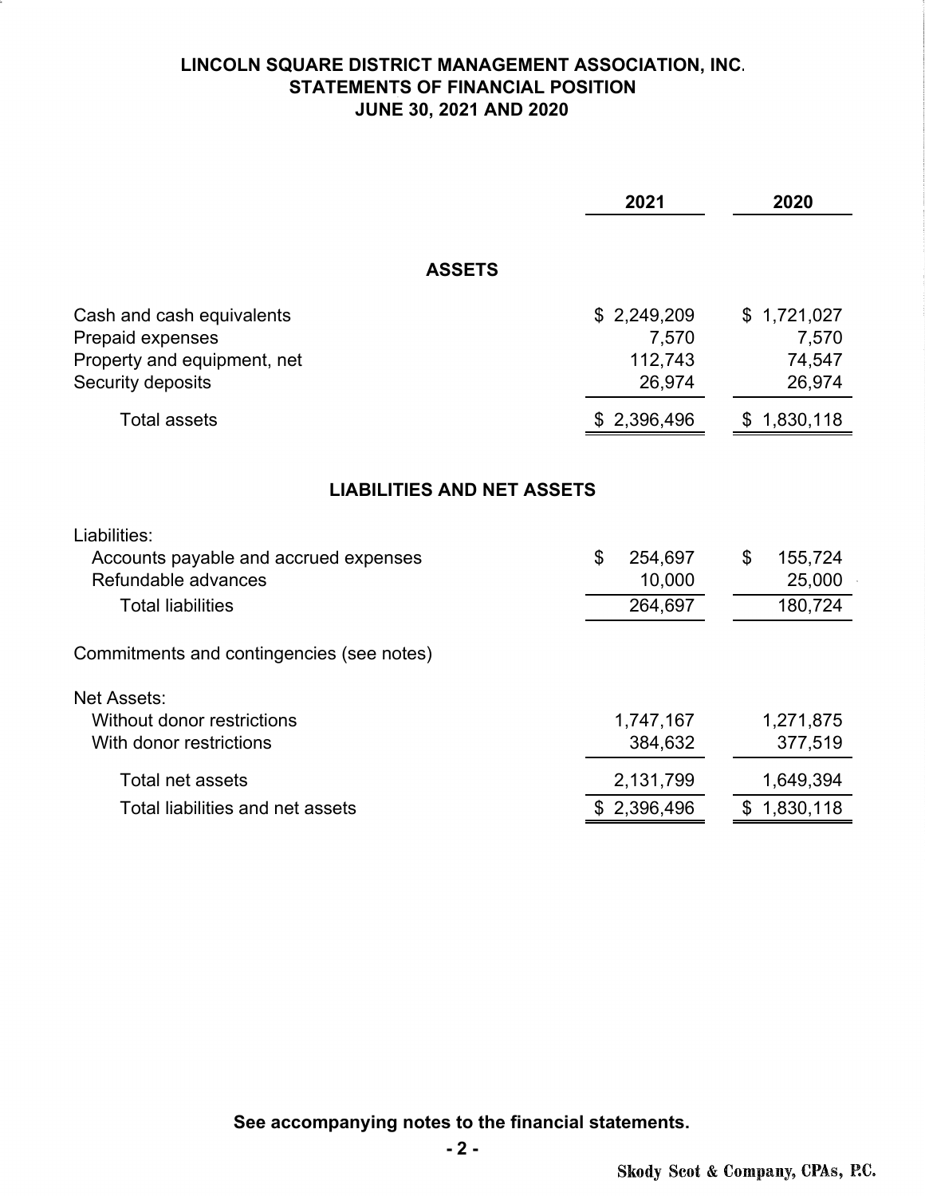# LINCOLN SQUARE DISTRICT MANAGEMENT ASSOCIATION, INC.
## STATEMENTS OF FINANCIAL POSITION
### JUNE 30, 2021 AND 2020

| | 2021 | 2020 |
|---|---|---|
| **ASSETS** | | |
| Cash and cash equivalents | $ 2,249,209 | $ 1,721,027 |
| Prepaid expenses | 7,570 | 7,570 |
| Property and equipment, net | 112,743 | 74,547 |
| Security deposits | 26,974 | 26,974 |
| Total assets | $ 2,396,496 | $ 1,830,118 |
| **LIABILITIES AND NET ASSETS** | | |
| Liabilities: | | |
| Accounts payable and accrued expenses | $ 254,697 | $ 155,724 |
| Refundable advances | 10,000 | 25,000 |
| Total liabilities | 264,697 | 180,724 |
| Commitments and contingencies (see notes) | | |
| Net Assets: | | |
| Without donor restrictions | 1,747,167 | 1,271,875 |
| With donor restrictions | 384,632 | 377,519 |
| Total net assets | 2,131,799 | 1,649,394 |
| Total liabilities and net assets | $ 2,396,496 | $ 1,830,118 |

**See accompanying notes to the financial statements.**

Skody Scot & Company, CPAs, P.C.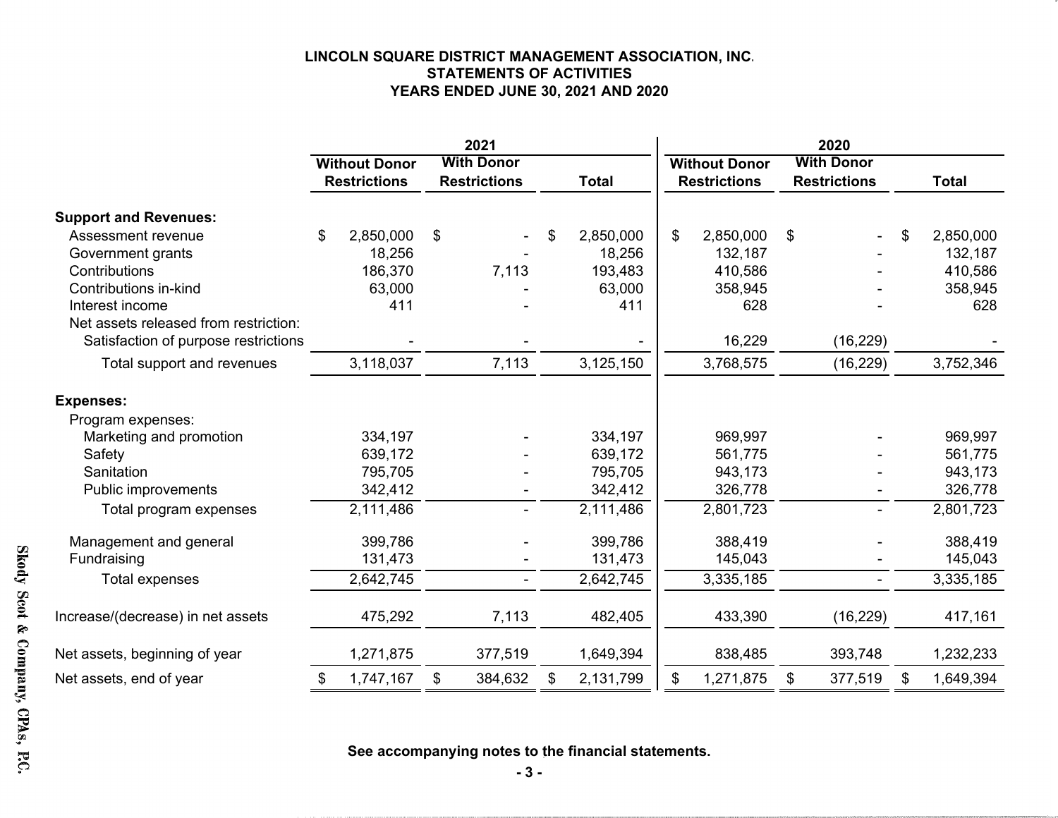**LINCOLN SQUARE DISTRICT MANAGEMENT ASSOCIATION, INC.**
**STATEMENTS OF ACTIVITIES**
**YEARS ENDED JUNE 30, 2021 AND 2020**

| | 2021 | | | 2020 | | |
|---|---|---|---|---|---|---|
| | Without Donor Restrictions | With Donor Restrictions | Total | Without Donor Restrictions | With Donor Restrictions | Total |
| **Support and Revenues:** | | | | | | |
| Assessment revenue | $ 2,850,000 | $ - | $ 2,850,000 | $ 2,850,000 | $ - | $ 2,850,000 |
| Government grants | 18,256 | - | 18,256 | 132,187 | - | 132,187 |
| Contributions | 186,370 | 7,113 | 193,483 | 410,586 | - | 410,586 |
| Contributions in-kind | 63,000 | - | 63,000 | 358,945 | - | 358,945 |
| Interest income | 411 | - | 411 | 628 | - | 628 |
| Net assets released from restriction: | | | | | | |
| Satisfaction of purpose restrictions | - | - | - | 16,229 | (16,229) | - |
| Total support and revenues | 3,118,037 | 7,113 | 3,125,150 | 3,768,575 | (16,229) | 3,752,346 |
| **Expenses:** | | | | | | |
| Program expenses: | | | | | | |
| Marketing and promotion | 334,197 | - | 334,197 | 969,997 | - | 969,997 |
| Safety | 639,172 | - | 639,172 | 561,775 | - | 561,775 |
| Sanitation | 795,705 | - | 795,705 | 943,173 | - | 943,173 |
| Public improvements | 342,412 | - | 342,412 | 326,778 | - | 326,778 |
| Total program expenses | 2,111,486 | - | 2,111,486 | 2,801,723 | - | 2,801,723 |
| Management and general | 399,786 | - | 399,786 | 388,419 | - | 388,419 |
| Fundraising | 131,473 | - | 131,473 | 145,043 | - | 145,043 |
| Total expenses | 2,642,745 | - | 2,642,745 | 3,335,185 | - | 3,335,185 |
| Increase/(decrease) in net assets | 475,292 | 7,113 | 482,405 | 433,390 | (16,229) | 417,161 |
| Net assets, beginning of year | 1,271,875 | 377,519 | 1,649,394 | 838,485 | 393,748 | 1,232,233 |
| Net assets, end of year | $ 1,747,167 | $ 384,632 | $ 2,131,799 | $ 1,271,875 | $ 377,519 | $ 1,649,394 |

**See accompanying notes to the financial statements.**

Skody Scot & Company, CPAs, P.C.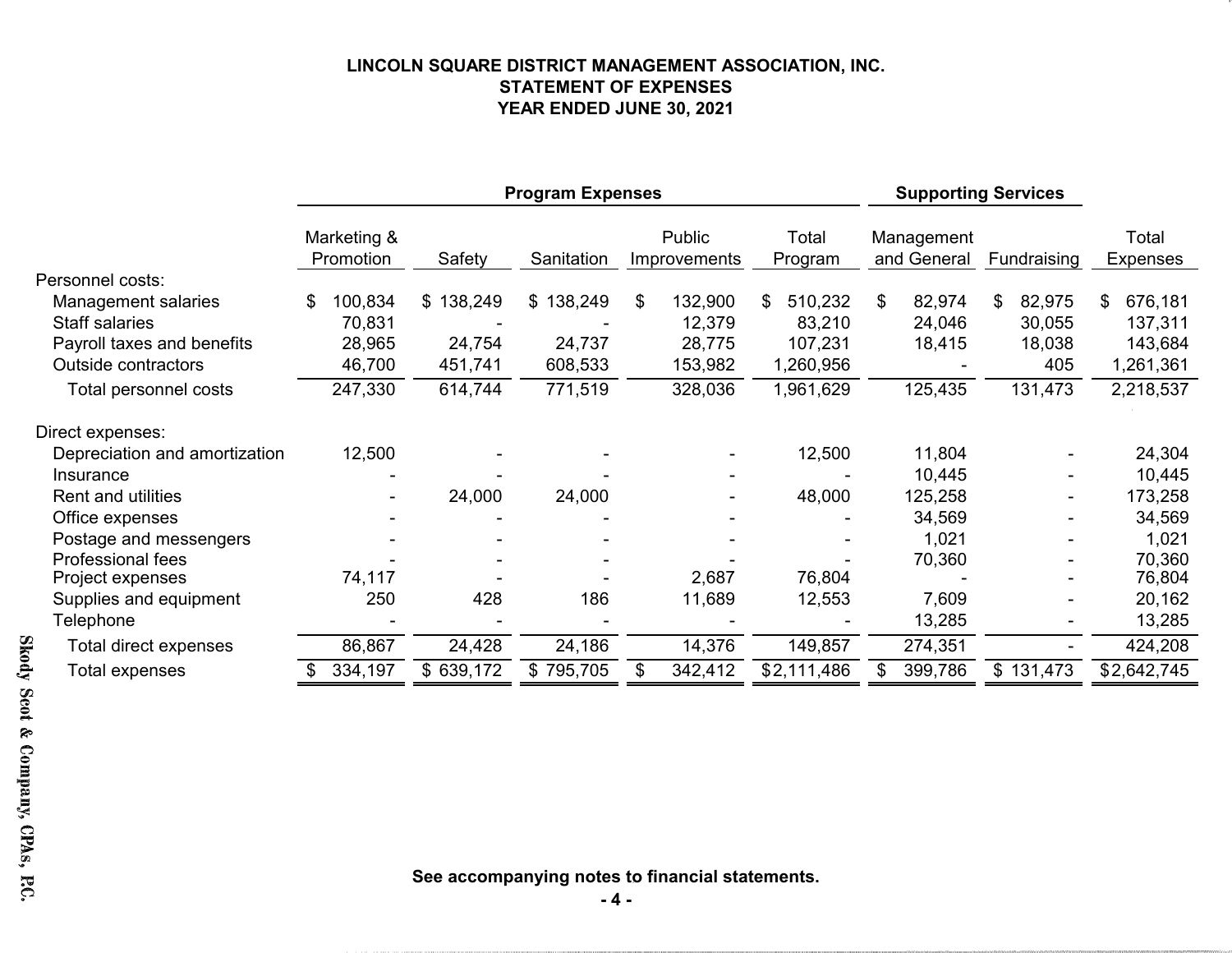# LINCOLN SQUARE DISTRICT MANAGEMENT ASSOCIATION, INC.
## STATEMENT OF EXPENSES
## YEAR ENDED JUNE 30, 2021

| | Program Expenses | | | | | Supporting Services | | |
|---|---|---|---|---|---|---|---|---|
| | Marketing & Promotion | Safety | Sanitation | Public Improvements | Total Program | Management and General | Fundraising | Total Expenses |
| **Personnel costs:** | | | | | | | | |
| Management salaries | $ 100,834 | $ 138,249 | $ 138,249 | $ 132,900 | $ 510,232 | $ 82,974 | $ 82,975 | $ 676,181 |
| Staff salaries | 70,831 | - | - | 12,379 | 83,210 | 24,046 | 30,055 | 137,311 |
| Payroll taxes and benefits | 28,965 | 24,754 | 24,737 | 28,775 | 107,231 | 18,415 | 18,038 | 143,684 |
| Outside contractors | 46,700 | 451,741 | 608,533 | 153,982 | 1,260,956 | - | 405 | 1,261,361 |
| Total personnel costs | 247,330 | 614,744 | 771,519 | 328,036 | 1,961,629 | 125,435 | 131,473 | 2,218,537 |
| **Direct expenses:** | | | | | | | | |
| Depreciation and amortization | 12,500 | - | - | - | 12,500 | 11,804 | - | 24,304 |
| Insurance | - | - | - | - | - | 10,445 | - | 10,445 |
| Rent and utilities | - | 24,000 | 24,000 | - | 48,000 | 125,258 | - | 173,258 |
| Office expenses | - | - | - | - | - | 34,569 | - | 34,569 |
| Postage and messengers | - | - | - | - | - | 1,021 | - | 1,021 |
| Professional fees | - | - | - | - | - | 70,360 | - | 70,360 |
| Project expenses | 74,117 | - | - | 2,687 | 76,804 | - | - | 76,804 |
| Supplies and equipment | 250 | 428 | 186 | 11,689 | 12,553 | 7,609 | - | 20,162 |
| Telephone | - | - | - | - | - | 13,285 | - | 13,285 |
| Total direct expenses | 86,867 | 24,428 | 24,186 | 14,376 | 149,857 | 274,351 | - | 424,208 |
| Total expenses | $ 334,197 | $ 639,172 | $ 795,705 | $ 342,412 | $2,111,486 | $ 399,786 | $ 131,473 | $2,642,745 |

**See accompanying notes to financial statements.**

Skody Scot & Company, CPAs, P.C.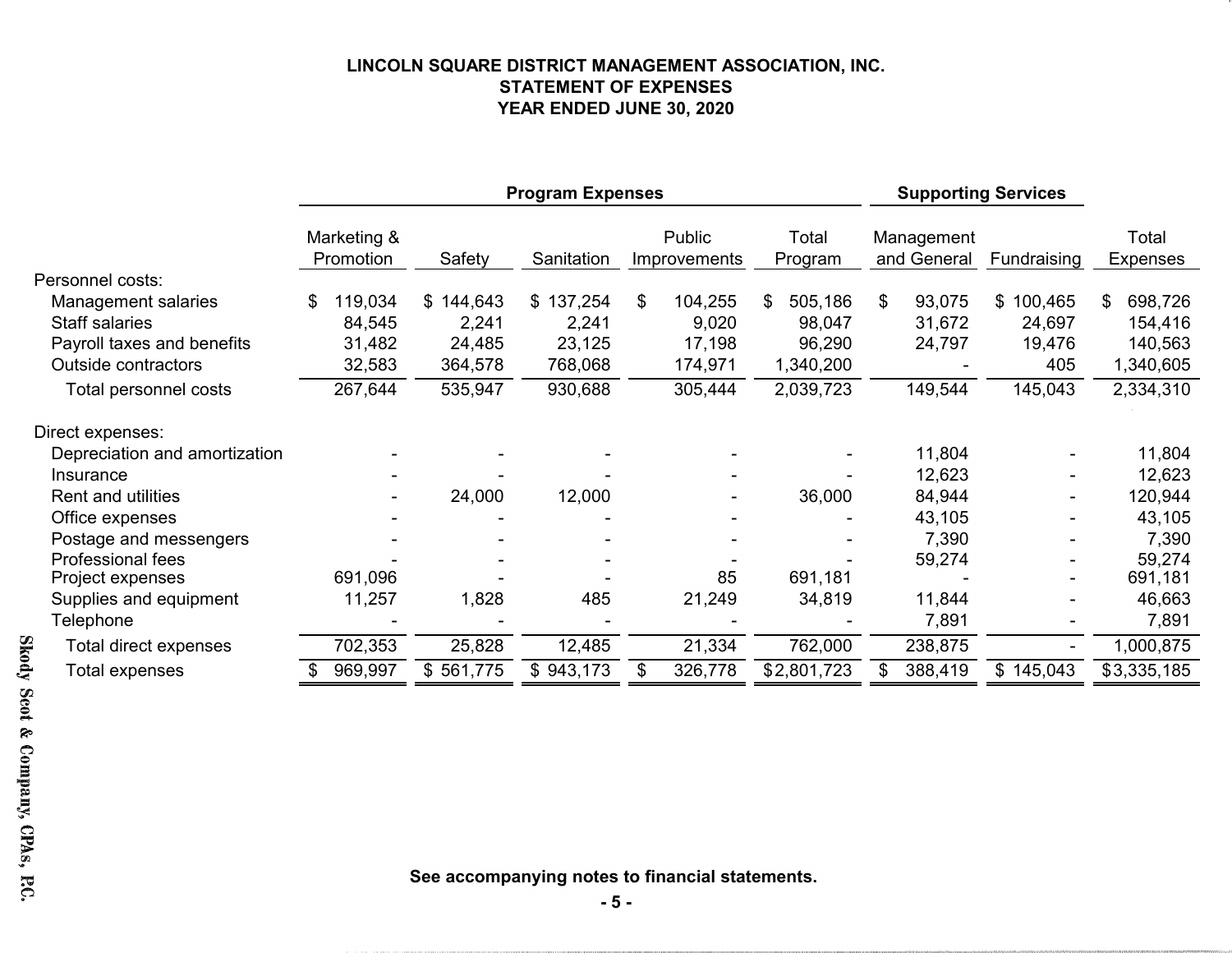# LINCOLN SQUARE DISTRICT MANAGEMENT ASSOCIATION, INC.
## STATEMENT OF EXPENSES
## YEAR ENDED JUNE 30, 2020

| | Program Expenses | | | | | Supporting Services | | |
|---|---|---|---|---|---|---|---|---|
| | Marketing & Promotion | Safety | Sanitation | Public Improvements | Total Program | Management and General | Fundraising | Total Expenses |
| **Personnel costs:** | | | | | | | | |
| Management salaries | $ 119,034 | $ 144,643 | $ 137,254 | $ 104,255 | $ 505,186 | $ 93,075 | $ 100,465 | $ 698,726 |
| Staff salaries | 84,545 | 2,241 | 2,241 | 9,020 | 98,047 | 31,672 | 24,697 | 154,416 |
| Payroll taxes and benefits | 31,482 | 24,485 | 23,125 | 17,198 | 96,290 | 24,797 | 19,476 | 140,563 |
| Outside contractors | 32,583 | 364,578 | 768,068 | 174,971 | 1,340,200 | - | 405 | 1,340,605 |
| Total personnel costs | 267,644 | 535,947 | 930,688 | 305,444 | 2,039,723 | 149,544 | 145,043 | 2,334,310 |
| **Direct expenses:** | | | | | | | | |
| Depreciation and amortization | - | - | - | - | - | 11,804 | - | 11,804 |
| Insurance | - | - | - | - | - | 12,623 | - | 12,623 |
| Rent and utilities | - | 24,000 | 12,000 | - | 36,000 | 84,944 | - | 120,944 |
| Office expenses | - | - | - | - | - | 43,105 | - | 43,105 |
| Postage and messengers | - | - | - | - | - | 7,390 | - | 7,390 |
| Professional fees | - | - | - | - | - | 59,274 | - | 59,274 |
| Project expenses | 691,096 | - | - | 85 | 691,181 | - | - | 691,181 |
| Supplies and equipment | 11,257 | 1,828 | 485 | 21,249 | 34,819 | 11,844 | - | 46,663 |
| Telephone | - | - | - | - | - | 7,891 | - | 7,891 |
| Total direct expenses | 702,353 | 25,828 | 12,485 | 21,334 | 762,000 | 238,875 | - | 1,000,875 |
| Total expenses | $ 969,997 | $ 561,775 | $ 943,173 | $ 326,778 | $2,801,723 | $ 388,419 | $ 145,043 | $3,335,185 |

**See accompanying notes to financial statements.**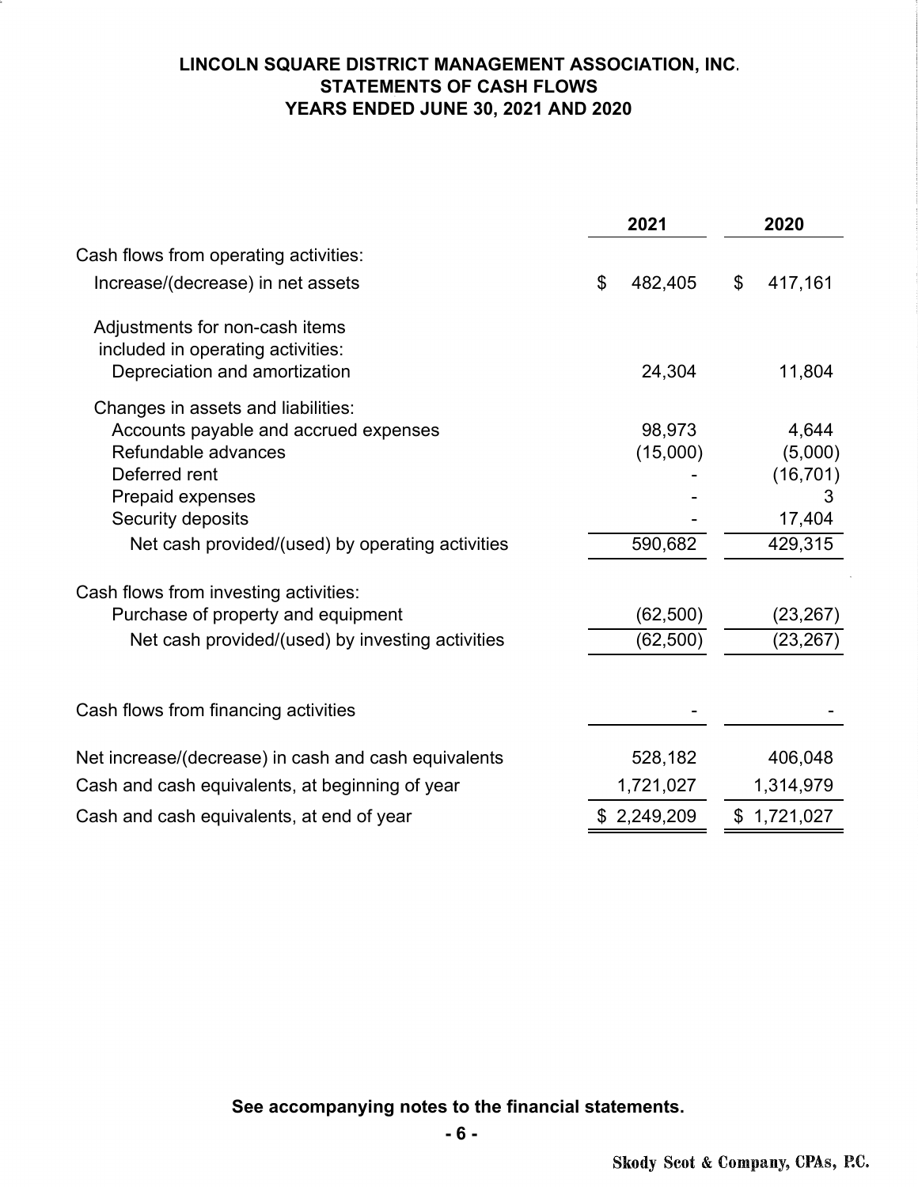# LINCOLN SQUARE DISTRICT MANAGEMENT ASSOCIATION, INC.
## STATEMENTS OF CASH FLOWS
## YEARS ENDED JUNE 30, 2021 AND 2020

| | 2021 | 2020 |
|---|---|---|
| Cash flows from operating activities: | | |
| Increase/(decrease) in net assets | $ 482,405 | $ 417,161 |
| Adjustments for non-cash items included in operating activities: | | |
| Depreciation and amortization | 24,304 | 11,804 |
| Changes in assets and liabilities: | | |
| Accounts payable and accrued expenses | 98,973 | 4,644 |
| Refundable advances | (15,000) | (5,000) |
| Deferred rent | - | (16,701) |
| Prepaid expenses | - | 3 |
| Security deposits | - | 17,404 |
| Net cash provided/(used) by operating activities | 590,682 | 429,315 |
| Cash flows from investing activities: | | |
| Purchase of property and equipment | (62,500) | (23,267) |
| Net cash provided/(used) by investing activities | (62,500) | (23,267) |
| Cash flows from financing activities | - | - |
| Net increase/(decrease) in cash and cash equivalents | 528,182 | 406,048 |
| Cash and cash equivalents, at beginning of year | 1,721,027 | 1,314,979 |
| Cash and cash equivalents, at end of year | $ 2,249,209 | $ 1,721,027 |

**See accompanying notes to the financial statements.**

Skody Scot & Company, CPAs, P.C.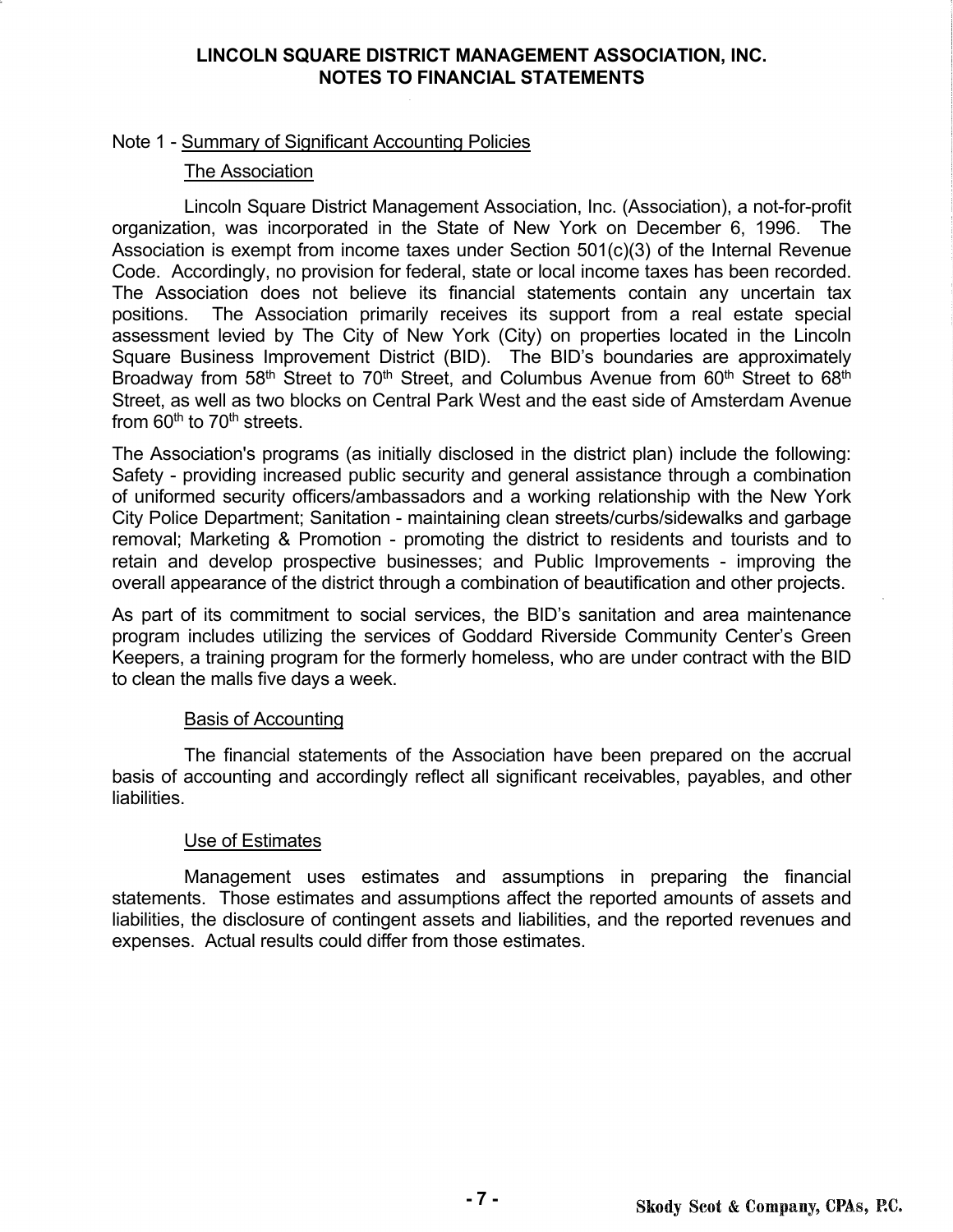# LINCOLN SQUARE DISTRICT MANAGEMENT ASSOCIATION, INC.
# NOTES TO FINANCIAL STATEMENTS

## Note 1 - Summary of Significant Accounting Policies

### The Association

Lincoln Square District Management Association, Inc. (Association), a not-for-profit organization, was incorporated in the State of New York on December 6, 1996. The Association is exempt from income taxes under Section 501(c)(3) of the Internal Revenue Code. Accordingly, no provision for federal, state or local income taxes has been recorded. The Association does not believe its financial statements contain any uncertain tax positions. The Association primarily receives its support from a real estate special assessment levied by The City of New York (City) on properties located in the Lincoln Square Business Improvement District (BID). The BID's boundaries are approximately Broadway from 58th Street to 70th Street, and Columbus Avenue from 60th Street to 68th Street, as well as two blocks on Central Park West and the east side of Amsterdam Avenue from 60th to 70th streets.

The Association's programs (as initially disclosed in the district plan) include the following: Safety - providing increased public security and general assistance through a combination of uniformed security officers/ambassadors and a working relationship with the New York City Police Department; Sanitation - maintaining clean streets/curbs/sidewalks and garbage removal; Marketing & Promotion - promoting the district to residents and tourists and to retain and develop prospective businesses; and Public Improvements - improving the overall appearance of the district through a combination of beautification and other projects.

As part of its commitment to social services, the BID's sanitation and area maintenance program includes utilizing the services of Goddard Riverside Community Center's Green Keepers, a training program for the formerly homeless, who are under contract with the BID to clean the malls five days a week.

### Basis of Accounting

The financial statements of the Association have been prepared on the accrual basis of accounting and accordingly reflect all significant receivables, payables, and other liabilities.

### Use of Estimates

Management uses estimates and assumptions in preparing the financial statements. Those estimates and assumptions affect the reported amounts of assets and liabilities, the disclosure of contingent assets and liabilities, and the reported revenues and expenses. Actual results could differ from those estimates.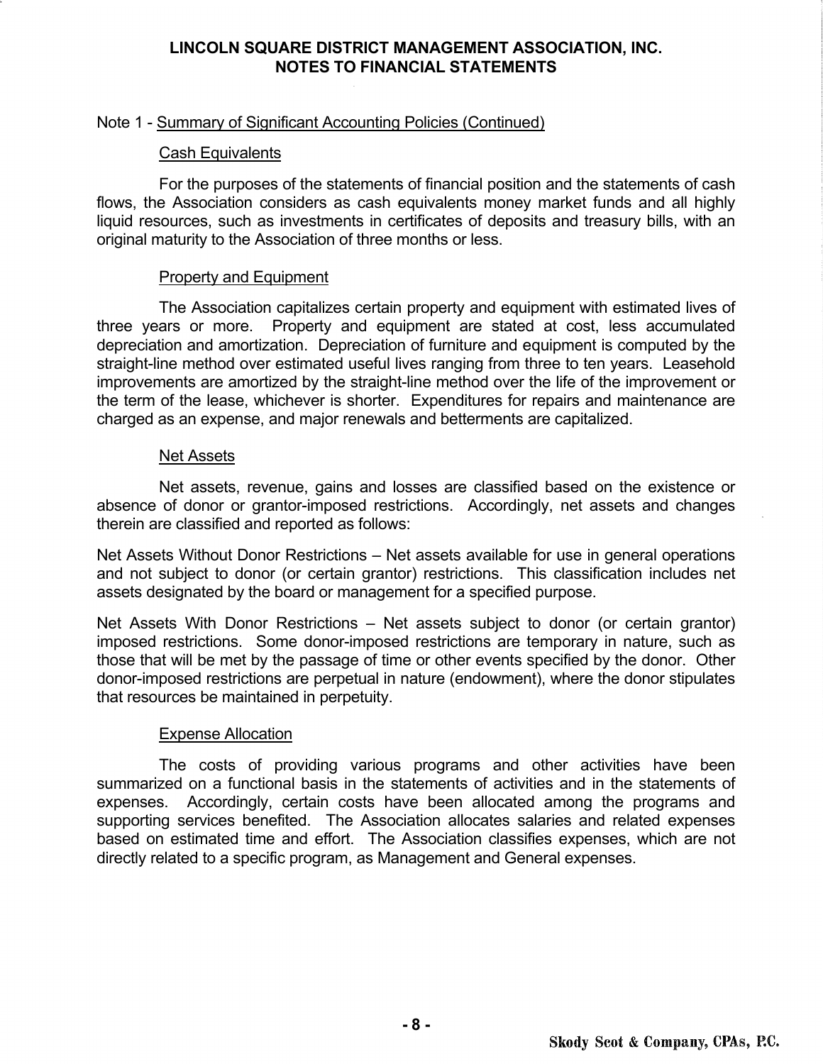## LINCOLN SQUARE DISTRICT MANAGEMENT ASSOCIATION, INC.
## NOTES TO FINANCIAL STATEMENTS

Note 1 - Summary of Significant Accounting Policies (Continued)

### Cash Equivalents

For the purposes of the statements of financial position and the statements of cash flows, the Association considers as cash equivalents money market funds and all highly liquid resources, such as investments in certificates of deposits and treasury bills, with an original maturity to the Association of three months or less.

### Property and Equipment

The Association capitalizes certain property and equipment with estimated lives of three years or more. Property and equipment are stated at cost, less accumulated depreciation and amortization. Depreciation of furniture and equipment is computed by the straight-line method over estimated useful lives ranging from three to ten years. Leasehold improvements are amortized by the straight-line method over the life of the improvement or the term of the lease, whichever is shorter. Expenditures for repairs and maintenance are charged as an expense, and major renewals and betterments are capitalized.

### Net Assets

Net assets, revenue, gains and losses are classified based on the existence or absence of donor or grantor-imposed restrictions. Accordingly, net assets and changes therein are classified and reported as follows:

Net Assets Without Donor Restrictions – Net assets available for use in general operations and not subject to donor (or certain grantor) restrictions. This classification includes net assets designated by the board or management for a specified purpose.

Net Assets With Donor Restrictions – Net assets subject to donor (or certain grantor) imposed restrictions. Some donor-imposed restrictions are temporary in nature, such as those that will be met by the passage of time or other events specified by the donor. Other donor-imposed restrictions are perpetual in nature (endowment), where the donor stipulates that resources be maintained in perpetuity.

### Expense Allocation

The costs of providing various programs and other activities have been summarized on a functional basis in the statements of activities and in the statements of expenses. Accordingly, certain costs have been allocated among the programs and supporting services benefited. The Association allocates salaries and related expenses based on estimated time and effort. The Association classifies expenses, which are not directly related to a specific program, as Management and General expenses.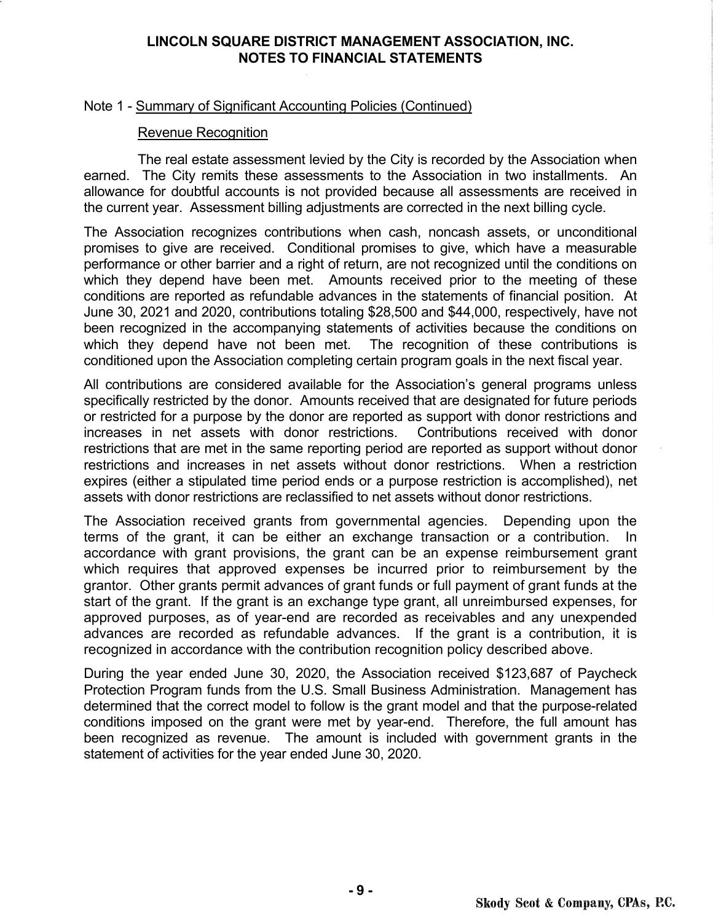# LINCOLN SQUARE DISTRICT MANAGEMENT ASSOCIATION, INC.
## NOTES TO FINANCIAL STATEMENTS

Note 1 - Summary of Significant Accounting Policies (Continued)

Revenue Recognition

The real estate assessment levied by the City is recorded by the Association when earned. The City remits these assessments to the Association in two installments. An allowance for doubtful accounts is not provided because all assessments are received in the current year. Assessment billing adjustments are corrected in the next billing cycle.

The Association recognizes contributions when cash, noncash assets, or unconditional promises to give are received. Conditional promises to give, which have a measurable performance or other barrier and a right of return, are not recognized until the conditions on which they depend have been met. Amounts received prior to the meeting of these conditions are reported as refundable advances in the statements of financial position. At June 30, 2021 and 2020, contributions totaling $28,500 and $44,000, respectively, have not been recognized in the accompanying statements of activities because the conditions on which they depend have not been met. The recognition of these contributions is conditioned upon the Association completing certain program goals in the next fiscal year.

All contributions are considered available for the Association's general programs unless specifically restricted by the donor. Amounts received that are designated for future periods or restricted for a purpose by the donor are reported as support with donor restrictions and increases in net assets with donor restrictions. Contributions received with donor restrictions that are met in the same reporting period are reported as support without donor restrictions and increases in net assets without donor restrictions. When a restriction expires (either a stipulated time period ends or a purpose restriction is accomplished), net assets with donor restrictions are reclassified to net assets without donor restrictions.

The Association received grants from governmental agencies. Depending upon the terms of the grant, it can be either an exchange transaction or a contribution. In accordance with grant provisions, the grant can be an expense reimbursement grant which requires that approved expenses be incurred prior to reimbursement by the grantor. Other grants permit advances of grant funds or full payment of grant funds at the start of the grant. If the grant is an exchange type grant, all unreimbursed expenses, for approved purposes, as of year-end are recorded as receivables and any unexpended advances are recorded as refundable advances. If the grant is a contribution, it is recognized in accordance with the contribution recognition policy described above.

During the year ended June 30, 2020, the Association received $123,687 of Paycheck Protection Program funds from the U.S. Small Business Administration. Management has determined that the correct model to follow is the grant model and that the purpose-related conditions imposed on the grant were met by year-end. Therefore, the full amount has been recognized as revenue. The amount is included with government grants in the statement of activities for the year ended June 30, 2020.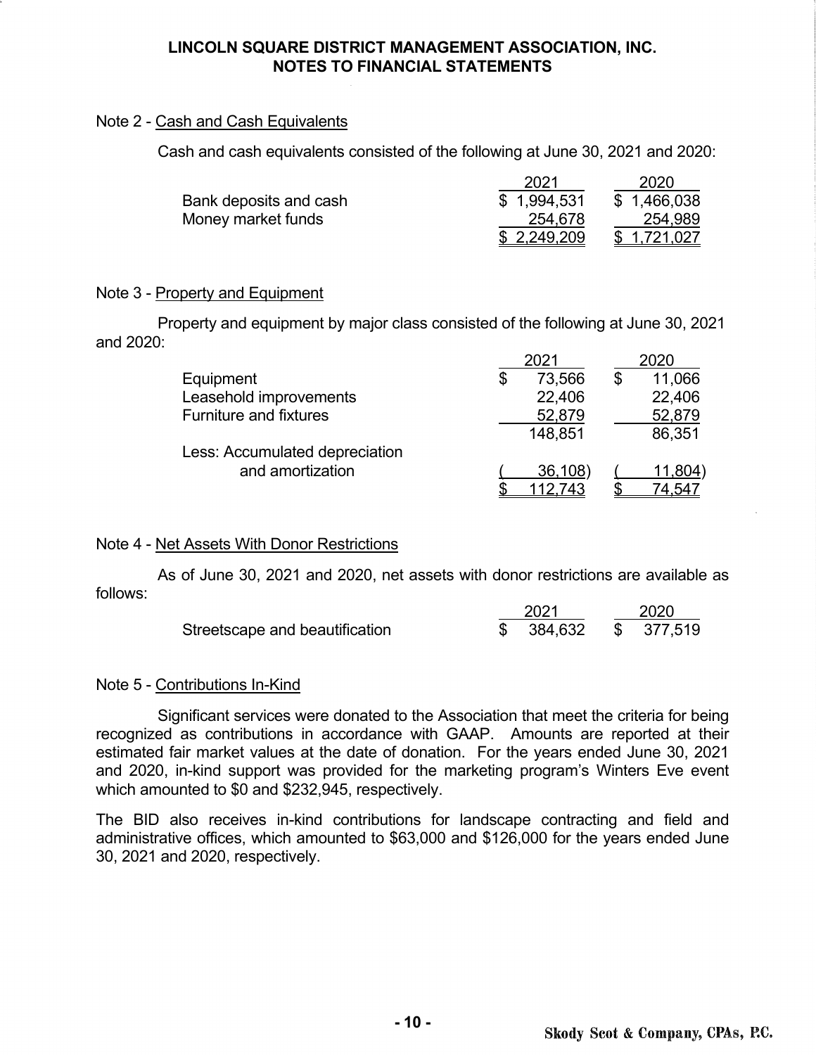# LINCOLN SQUARE DISTRICT MANAGEMENT ASSOCIATION, INC.
## NOTES TO FINANCIAL STATEMENTS

Note 2 - Cash and Cash Equivalents

Cash and cash equivalents consisted of the following at June 30, 2021 and 2020:

| | 2021 | 2020 |
|---|---|---|
| Bank deposits and cash | $ 1,994,531 | $ 1,466,038 |
| Money market funds | 254,678 | 254,989 |
| | $ 2,249,209 | $ 1,721,027 |

Note 3 - Property and Equipment

Property and equipment by major class consisted of the following at June 30, 2021 and 2020:

| | 2021 | 2020 |
|---|---|---|
| Equipment | $ 73,566 | $ 11,066 |
| Leasehold improvements | 22,406 | 22,406 |
| Furniture and fixtures | 52,879 | 52,879 |
| | 148,851 | 86,351 |
| Less: Accumulated depreciation and amortization | ( 36,108) | ( 11,804) |
| | $ 112,743 | $ 74,547 |

Note 4 - Net Assets With Donor Restrictions

As of June 30, 2021 and 2020, net assets with donor restrictions are available as follows:

| | 2021 | 2020 |
|---|---|---|
| Streetscape and beautification | $ 384,632 | $ 377,519 |

Note 5 - Contributions In-Kind

Significant services were donated to the Association that meet the criteria for being recognized as contributions in accordance with GAAP. Amounts are reported at their estimated fair market values at the date of donation. For the years ended June 30, 2021 and 2020, in-kind support was provided for the marketing program's Winters Eve event which amounted to $0 and $232,945, respectively.

The BID also receives in-kind contributions for landscape contracting and field and administrative offices, which amounted to $63,000 and $126,000 for the years ended June 30, 2021 and 2020, respectively.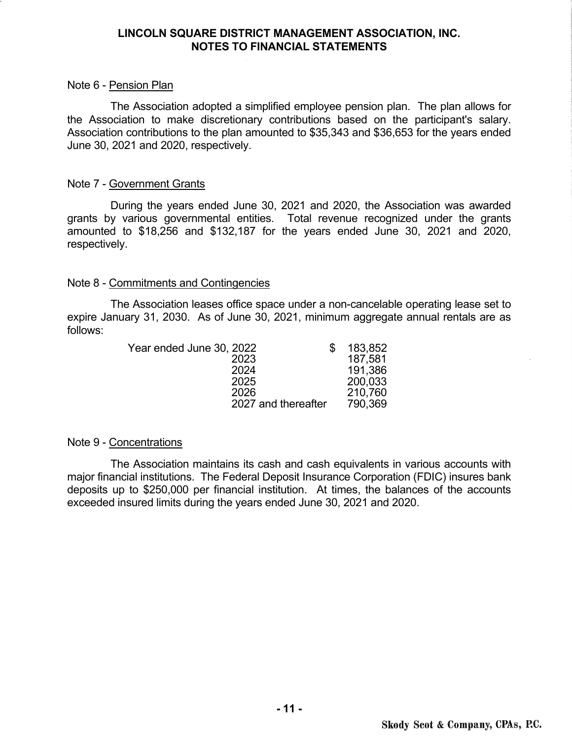# LINCOLN SQUARE DISTRICT MANAGEMENT ASSOCIATION, INC.
## NOTES TO FINANCIAL STATEMENTS

### Note 6 - Pension Plan

The Association adopted a simplified employee pension plan. The plan allows for the Association to make discretionary contributions based on the participant's salary. Association contributions to the plan amounted to $35,343 and $36,653 for the years ended June 30, 2021 and 2020, respectively.

### Note 7 - Government Grants

During the years ended June 30, 2021 and 2020, the Association was awarded grants by various governmental entities. Total revenue recognized under the grants amounted to $18,256 and $132,187 for the years ended June 30, 2021 and 2020, respectively.

### Note 8 - Commitments and Contingencies

The Association leases office space under a non-cancelable operating lease set to expire January 31, 2030. As of June 30, 2021, minimum aggregate annual rentals are as follows:

| Year ended June 30, | Amount |
|---|---|
| 2022 | $ 183,852 |
| 2023 | 187,581 |
| 2024 | 191,386 |
| 2025 | 200,033 |
| 2026 | 210,760 |
| 2027 and thereafter | 790,369 |

### Note 9 - Concentrations

The Association maintains its cash and cash equivalents in various accounts with major financial institutions. The Federal Deposit Insurance Corporation (FDIC) insures bank deposits up to $250,000 per financial institution. At times, the balances of the accounts exceeded insured limits during the years ended June 30, 2021 and 2020.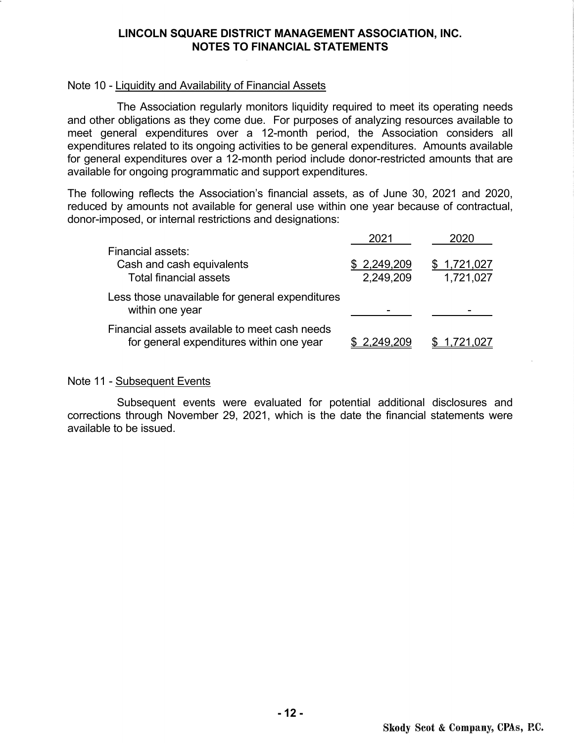## LINCOLN SQUARE DISTRICT MANAGEMENT ASSOCIATION, INC.
## NOTES TO FINANCIAL STATEMENTS

Note 10 - Liquidity and Availability of Financial Assets

The Association regularly monitors liquidity required to meet its operating needs and other obligations as they come due. For purposes of analyzing resources available to meet general expenditures over a 12-month period, the Association considers all expenditures related to its ongoing activities to be general expenditures. Amounts available for general expenditures over a 12-month period include donor-restricted amounts that are available for ongoing programmatic and support expenditures.

The following reflects the Association's financial assets, as of June 30, 2021 and 2020, reduced by amounts not available for general use within one year because of contractual, donor-imposed, or internal restrictions and designations:

| | 2021 | 2020 |
|---|---|---|
| Financial assets: | | |
| Cash and cash equivalents | $ 2,249,209 | $ 1,721,027 |
| Total financial assets | 2,249,209 | 1,721,027 |
| Less those unavailable for general expenditures within one year | - | - |
| Financial assets available to meet cash needs for general expenditures within one year | $ 2,249,209 | $ 1,721,027 |

Note 11 - Subsequent Events

Subsequent events were evaluated for potential additional disclosures and corrections through November 29, 2021, which is the date the financial statements were available to be issued.

Skody Scot & Company, CPAs, P.C.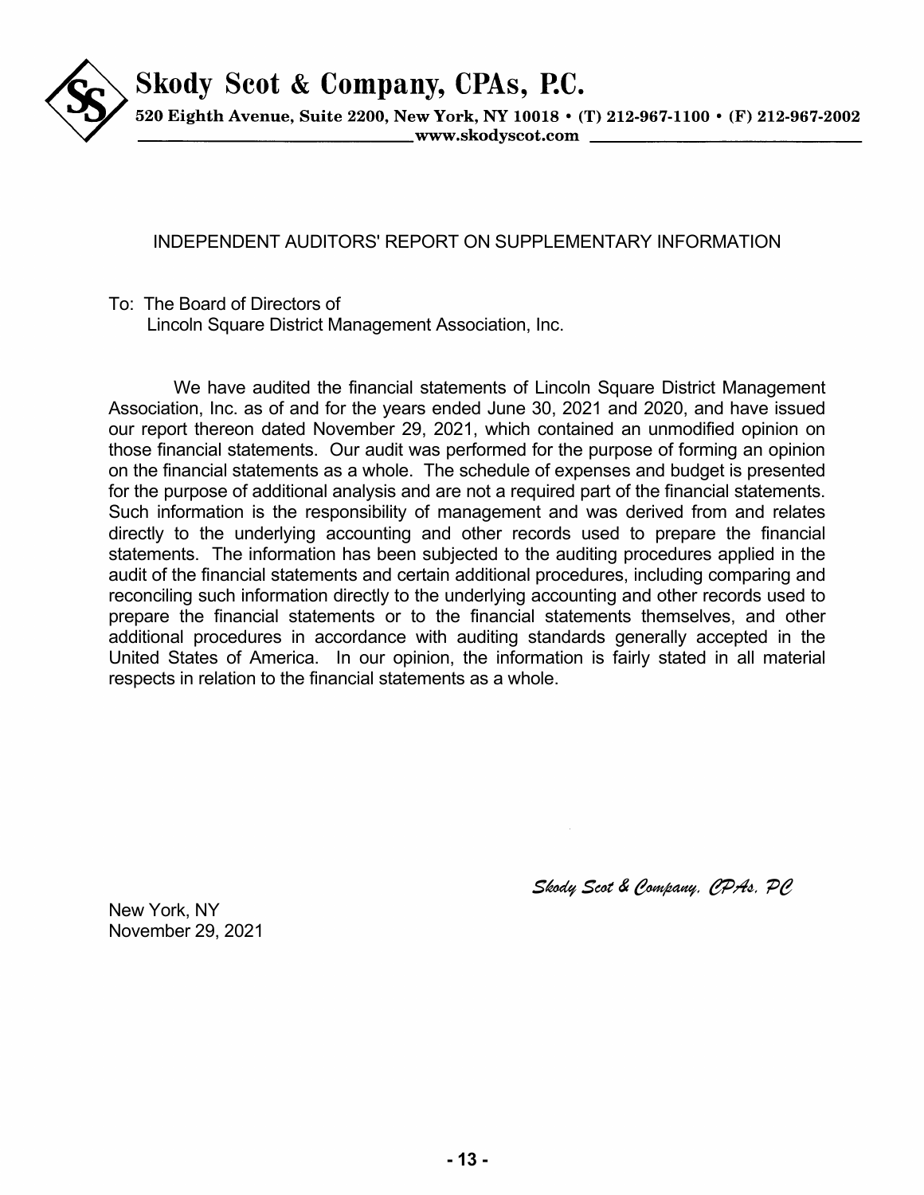# Skody Scot & Company, CPAs, P.C.

520 Eighth Avenue, Suite 2200, New York, NY 10018 • (T) 212-967-1100 • (F) 212-967-2002
www.skodyscot.com

## INDEPENDENT AUDITORS' REPORT ON SUPPLEMENTARY INFORMATION

To: The Board of Directors of
Lincoln Square District Management Association, Inc.

We have audited the financial statements of Lincoln Square District Management Association, Inc. as of and for the years ended June 30, 2021 and 2020, and have issued our report thereon dated November 29, 2021, which contained an unmodified opinion on those financial statements. Our audit was performed for the purpose of forming an opinion on the financial statements as a whole. The schedule of expenses and budget is presented for the purpose of additional analysis and are not a required part of the financial statements. Such information is the responsibility of management and was derived from and relates directly to the underlying accounting and other records used to prepare the financial statements. The information has been subjected to the auditing procedures applied in the audit of the financial statements and certain additional procedures, including comparing and reconciling such information directly to the underlying accounting and other records used to prepare the financial statements or to the financial statements themselves, and other additional procedures in accordance with auditing standards generally accepted in the United States of America. In our opinion, the information is fairly stated in all material respects in relation to the financial statements as a whole.

*Skody Scot & Company, CPAs, PC*

New York, NY
November 29, 2021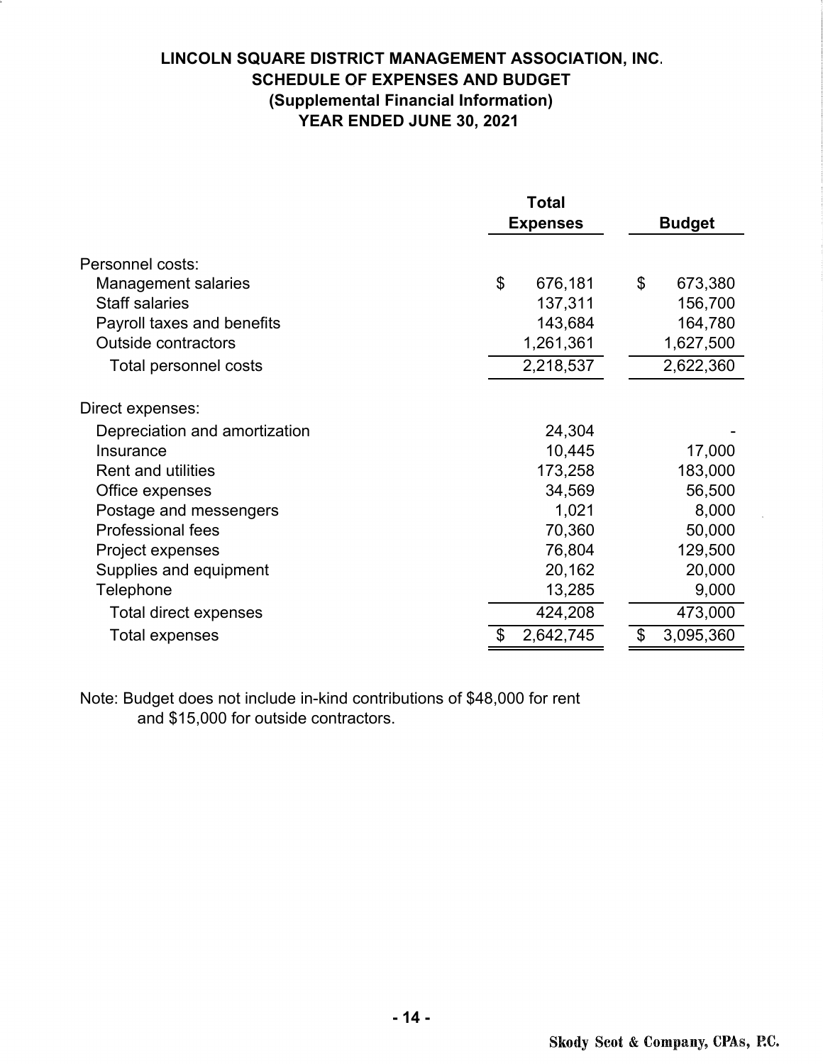# LINCOLN SQUARE DISTRICT MANAGEMENT ASSOCIATION, INC.
## SCHEDULE OF EXPENSES AND BUDGET
### (Supplemental Financial Information)
### YEAR ENDED JUNE 30, 2021

| | Total Expenses | Budget |
|---|---|---|
| Personnel costs: | | |
| Management salaries | $ 676,181 | $ 673,380 |
| Staff salaries | 137,311 | 156,700 |
| Payroll taxes and benefits | 143,684 | 164,780 |
| Outside contractors | 1,261,361 | 1,627,500 |
| Total personnel costs | 2,218,537 | 2,622,360 |
| Direct expenses: | | |
| Depreciation and amortization | 24,304 | - |
| Insurance | 10,445 | 17,000 |
| Rent and utilities | 173,258 | 183,000 |
| Office expenses | 34,569 | 56,500 |
| Postage and messengers | 1,021 | 8,000 |
| Professional fees | 70,360 | 50,000 |
| Project expenses | 76,804 | 129,500 |
| Supplies and equipment | 20,162 | 20,000 |
| Telephone | 13,285 | 9,000 |
| Total direct expenses | 424,208 | 473,000 |
| Total expenses | $ 2,642,745 | $ 3,095,360 |

Note: Budget does not include in-kind contributions of $48,000 for rent and $15,000 for outside contractors.

Skody Scot & Company, CPAs, P.C.